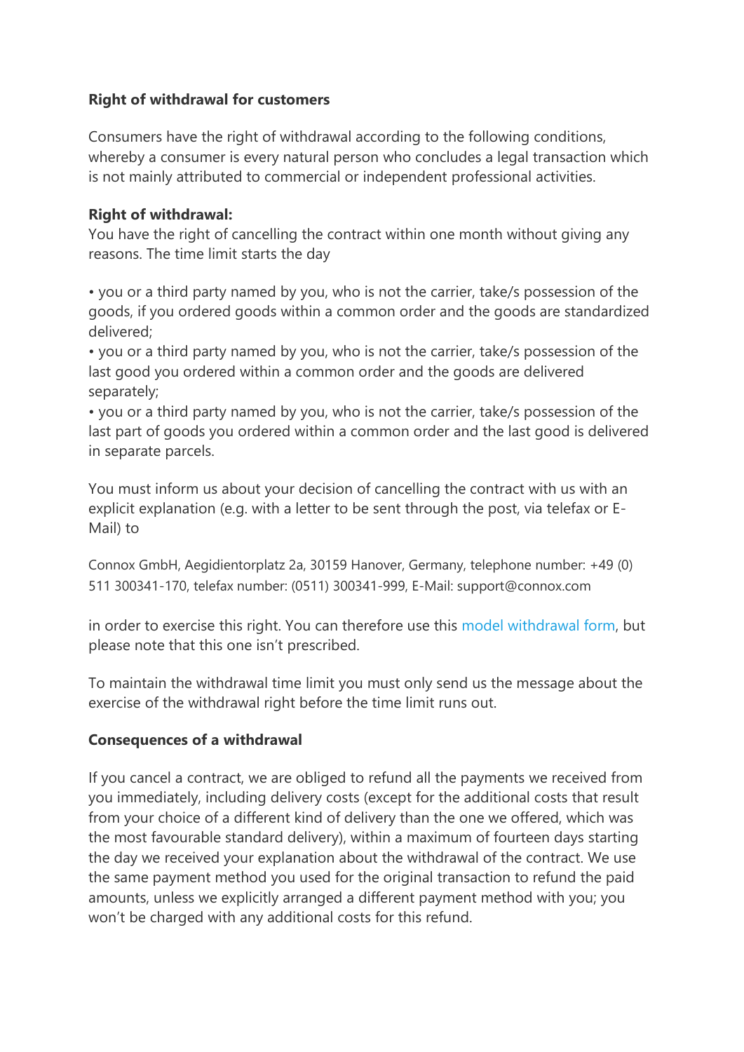**Right of withdrawal for customers**

Consumers have the right of withdrawal according to the following conditions, whereby a consumer is every natural person who concludes a legal transaction which is not mainly attributed to commercial or independent professional activities.

**Right of withdrawal:**
You have the right of cancelling the contract within one month without giving any reasons. The time limit starts the day

• you or a third party named by you, who is not the carrier, take/s possession of the goods, if you ordered goods within a common order and the goods are standardized delivered;
• you or a third party named by you, who is not the carrier, take/s possession of the last good you ordered within a common order and the goods are delivered separately;
• you or a third party named by you, who is not the carrier, take/s possession of the last part of goods you ordered within a common order and the last good is delivered in separate parcels.

You must inform us about your decision of cancelling the contract with us with an explicit explanation (e.g. with a letter to be sent through the post, via telefax or E-Mail) to

Connox GmbH, Aegidientorplatz 2a, 30159 Hanover, Germany, telephone number: +49 (0) 511 300341-170, telefax number: (0511) 300341-999, E-Mail: support@connox.com

in order to exercise this right. You can therefore use this model withdrawal form, but please note that this one isn't prescribed.

To maintain the withdrawal time limit you must only send us the message about the exercise of the withdrawal right before the time limit runs out.

**Consequences of a withdrawal**

If you cancel a contract, we are obliged to refund all the payments we received from you immediately, including delivery costs (except for the additional costs that result from your choice of a different kind of delivery than the one we offered, which was the most favourable standard delivery), within a maximum of fourteen days starting the day we received your explanation about the withdrawal of the contract. We use the same payment method you used for the original transaction to refund the paid amounts, unless we explicitly arranged a different payment method with you; you won't be charged with any additional costs for this refund.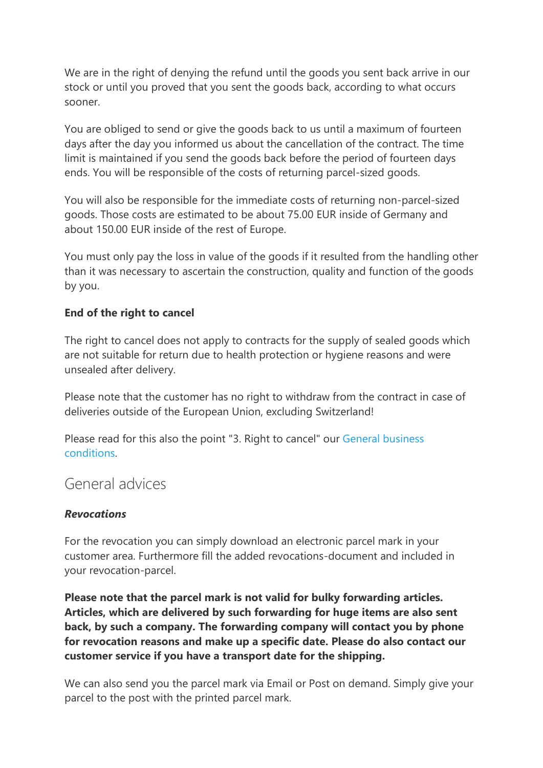We are in the right of denying the refund until the goods you sent back arrive in our stock or until you proved that you sent the goods back, according to what occurs sooner.

You are obliged to send or give the goods back to us until a maximum of fourteen days after the day you informed us about the cancellation of the contract. The time limit is maintained if you send the goods back before the period of fourteen days ends. You will be responsible of the costs of returning parcel-sized goods.

You will also be responsible for the immediate costs of returning non-parcel-sized goods. Those costs are estimated to be about 75.00 EUR inside of Germany and about 150.00 EUR inside of the rest of Europe.

You must only pay the loss in value of the goods if it resulted from the handling other than it was necessary to ascertain the construction, quality and function of the goods by you.

**End of the right to cancel**

The right to cancel does not apply to contracts for the supply of sealed goods which are not suitable for return due to health protection or hygiene reasons and were unsealed after delivery.

Please note that the customer has no right to withdraw from the contract in case of deliveries outside of the European Union, excluding Switzerland!

Please read for this also the point "3. Right to cancel" our General business conditions.

## General advices

***Revocations***

For the revocation you can simply download an electronic parcel mark in your customer area. Furthermore fill the added revocations-document and included in your revocation-parcel.

**Please note that the parcel mark is not valid for bulky forwarding articles. Articles, which are delivered by such forwarding for huge items are also sent back, by such a company. The forwarding company will contact you by phone for revocation reasons and make up a specific date. Please do also contact our customer service if you have a transport date for the shipping.**

We can also send you the parcel mark via Email or Post on demand. Simply give your parcel to the post with the printed parcel mark.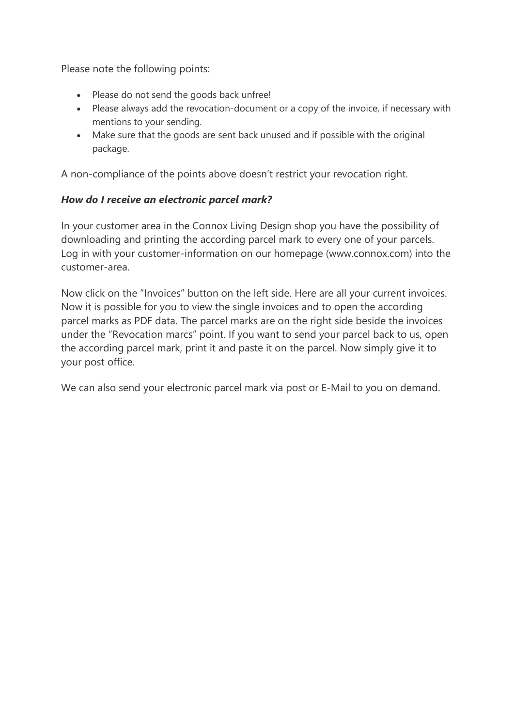Please note the following points:

- Please do not send the goods back unfree!
- Please always add the revocation-document or a copy of the invoice, if necessary with mentions to your sending.
- Make sure that the goods are sent back unused and if possible with the original package.

A non-compliance of the points above doesn't restrict your revocation right.

***How do I receive an electronic parcel mark?***

In your customer area in the Connox Living Design shop you have the possibility of downloading and printing the according parcel mark to every one of your parcels. Log in with your customer-information on our homepage (www.connox.com) into the customer-area.

Now click on the "Invoices" button on the left side. Here are all your current invoices. Now it is possible for you to view the single invoices and to open the according parcel marks as PDF data. The parcel marks are on the right side beside the invoices under the "Revocation marcs" point. If you want to send your parcel back to us, open the according parcel mark, print it and paste it on the parcel. Now simply give it to your post office.

We can also send your electronic parcel mark via post or E-Mail to you on demand.